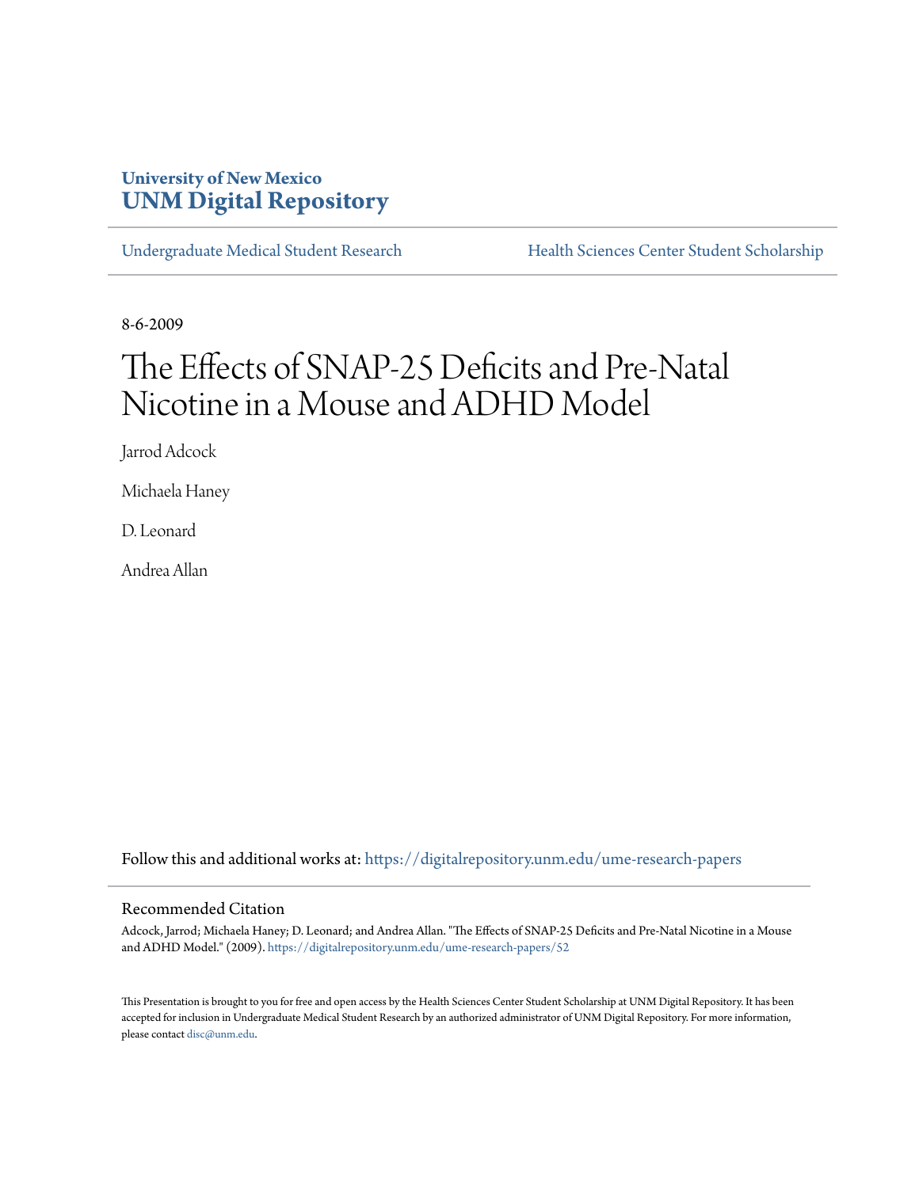**University of New Mexico**
**UNM Digital Repository**

Undergraduate Medical Student Research | Health Sciences Center Student Scholarship

8-6-2009

# The Effects of SNAP-25 Deficits and Pre-Natal Nicotine in a Mouse and ADHD Model

Jarrod Adcock

Michaela Haney

D. Leonard

Andrea Allan

Follow this and additional works at: https://digitalrepository.unm.edu/ume-research-papers

## Recommended Citation

Adcock, Jarrod; Michaela Haney; D. Leonard; and Andrea Allan. "The Effects of SNAP-25 Deficits and Pre-Natal Nicotine in a Mouse and ADHD Model." (2009). https://digitalrepository.unm.edu/ume-research-papers/52

This Presentation is brought to you for free and open access by the Health Sciences Center Student Scholarship at UNM Digital Repository. It has been accepted for inclusion in Undergraduate Medical Student Research by an authorized administrator of UNM Digital Repository. For more information, please contact disc@unm.edu.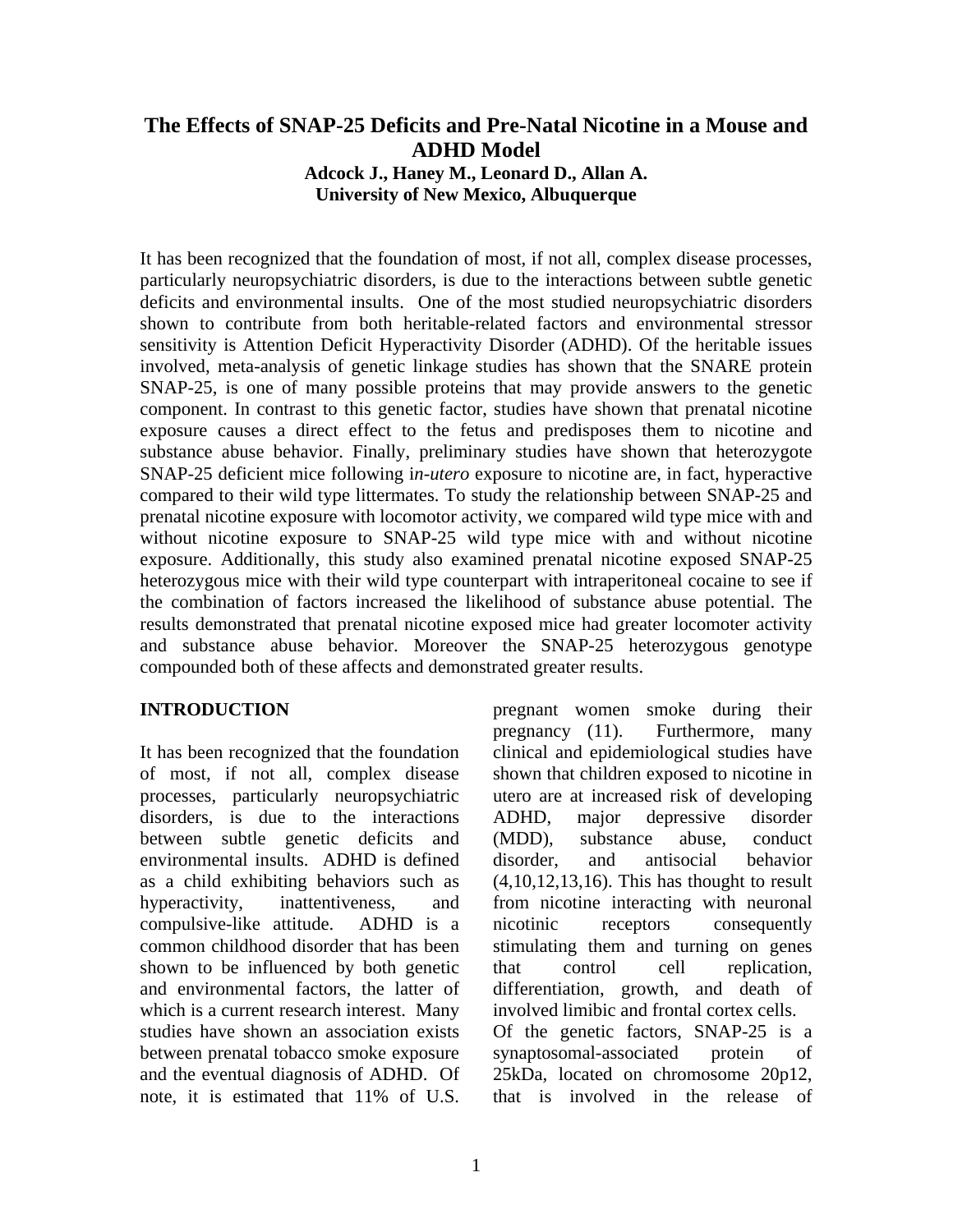# The Effects of SNAP-25 Deficits and Pre-Natal Nicotine in a Mouse and ADHD Model

**Adcock J., Haney M., Leonard D., Allan A.**
**University of New Mexico, Albuquerque**

It has been recognized that the foundation of most, if not all, complex disease processes, particularly neuropsychiatric disorders, is due to the interactions between subtle genetic deficits and environmental insults. One of the most studied neuropsychiatric disorders shown to contribute from both heritable-related factors and environmental stressor sensitivity is Attention Deficit Hyperactivity Disorder (ADHD). Of the heritable issues involved, meta-analysis of genetic linkage studies has shown that the SNARE protein SNAP-25, is one of many possible proteins that may provide answers to the genetic component. In contrast to this genetic factor, studies have shown that prenatal nicotine exposure causes a direct effect to the fetus and predisposes them to nicotine and substance abuse behavior. Finally, preliminary studies have shown that heterozygote SNAP-25 deficient mice following i*n-utero* exposure to nicotine are, in fact, hyperactive compared to their wild type littermates. To study the relationship between SNAP-25 and prenatal nicotine exposure with locomotor activity, we compared wild type mice with and without nicotine exposure to SNAP-25 wild type mice with and without nicotine exposure. Additionally, this study also examined prenatal nicotine exposed SNAP-25 heterozygous mice with their wild type counterpart with intraperitoneal cocaine to see if the combination of factors increased the likelihood of substance abuse potential. The results demonstrated that prenatal nicotine exposed mice had greater locomoter activity and substance abuse behavior. Moreover the SNAP-25 heterozygous genotype compounded both of these affects and demonstrated greater results.

## INTRODUCTION

It has been recognized that the foundation of most, if not all, complex disease processes, particularly neuropsychiatric disorders, is due to the interactions between subtle genetic deficits and environmental insults. ADHD is defined as a child exhibiting behaviors such as hyperactivity, inattentiveness, and compulsive-like attitude. ADHD is a common childhood disorder that has been shown to be influenced by both genetic and environmental factors, the latter of which is a current research interest. Many studies have shown an association exists between prenatal tobacco smoke exposure and the eventual diagnosis of ADHD. Of note, it is estimated that 11% of U.S. pregnant women smoke during their pregnancy (11). Furthermore, many clinical and epidemiological studies have shown that children exposed to nicotine in utero are at increased risk of developing ADHD, major depressive disorder (MDD), substance abuse, conduct disorder, and antisocial behavior (4,10,12,13,16). This has thought to result from nicotine interacting with neuronal nicotinic receptors consequently stimulating them and turning on genes that control cell replication, differentiation, growth, and death of involved limibic and frontal cortex cells.

Of the genetic factors, SNAP-25 is a synaptosomal-associated protein of 25kDa, located on chromosome 20p12, that is involved in the release of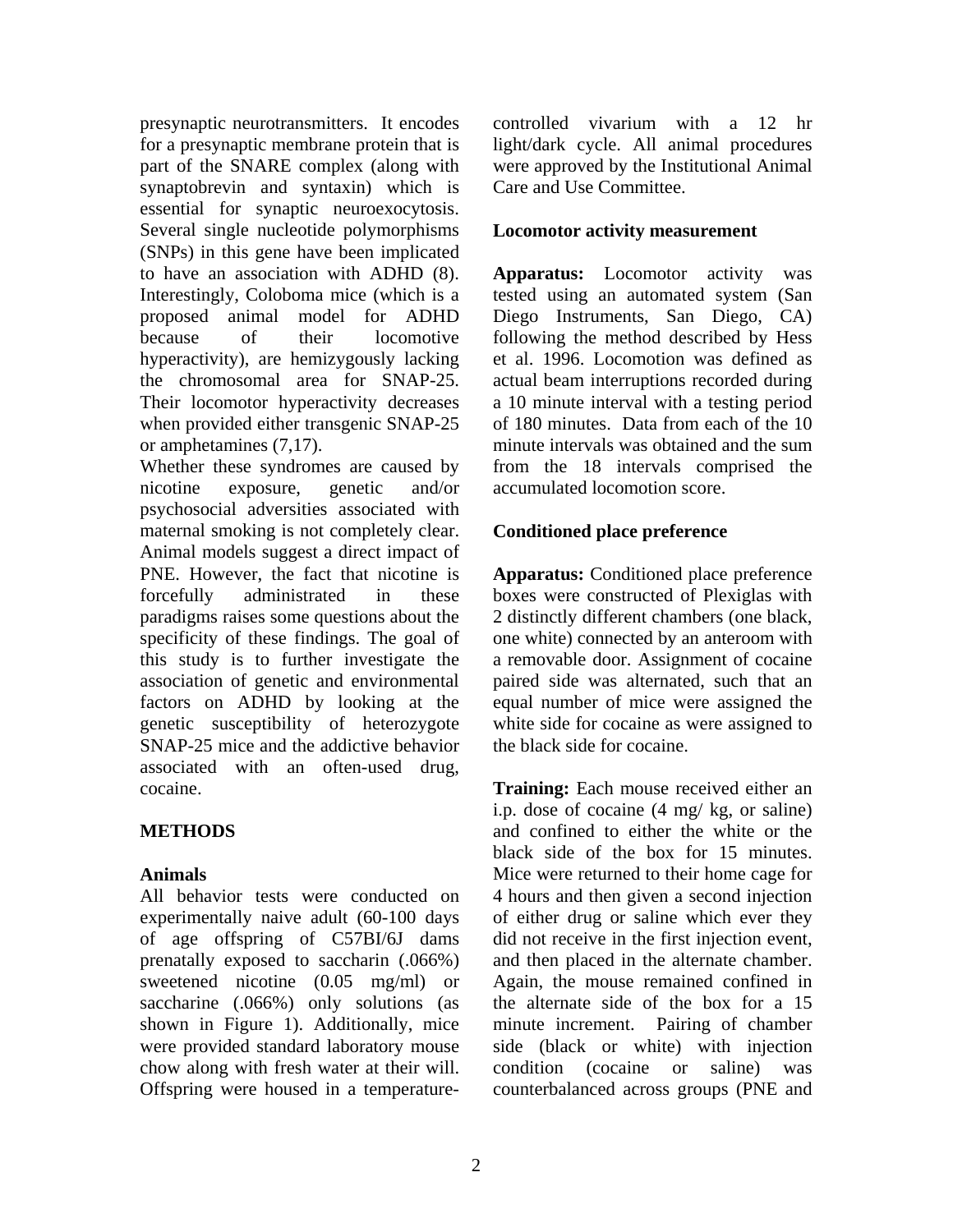presynaptic neurotransmitters. It encodes for a presynaptic membrane protein that is part of the SNARE complex (along with synaptobrevin and syntaxin) which is essential for synaptic neuroexocytosis. Several single nucleotide polymorphisms (SNPs) in this gene have been implicated to have an association with ADHD (8). Interestingly, Coloboma mice (which is a proposed animal model for ADHD because of their locomotive hyperactivity), are hemizygously lacking the chromosomal area for SNAP-25. Their locomotor hyperactivity decreases when provided either transgenic SNAP-25 or amphetamines (7,17).

Whether these syndromes are caused by nicotine exposure, genetic and/or psychosocial adversities associated with maternal smoking is not completely clear. Animal models suggest a direct impact of PNE. However, the fact that nicotine is forcefully administrated in these paradigms raises some questions about the specificity of these findings. The goal of this study is to further investigate the association of genetic and environmental factors on ADHD by looking at the genetic susceptibility of heterozygote SNAP-25 mice and the addictive behavior associated with an often-used drug, cocaine.

## METHODS

### Animals

All behavior tests were conducted on experimentally naive adult (60-100 days of age offspring of C57Bl/6J dams prenatally exposed to saccharin (.066%) sweetened nicotine (0.05 mg/ml) or saccharine (.066%) only solutions (as shown in Figure 1). Additionally, mice were provided standard laboratory mouse chow along with fresh water at their will. Offspring were housed in a temperature-controlled vivarium with a 12 hr light/dark cycle. All animal procedures were approved by the Institutional Animal Care and Use Committee.

### Locomotor activity measurement

**Apparatus:** Locomotor activity was tested using an automated system (San Diego Instruments, San Diego, CA) following the method described by Hess et al. 1996. Locomotion was defined as actual beam interruptions recorded during a 10 minute interval with a testing period of 180 minutes. Data from each of the 10 minute intervals was obtained and the sum from the 18 intervals comprised the accumulated locomotion score.

### Conditioned place preference

**Apparatus:** Conditioned place preference boxes were constructed of Plexiglas with 2 distinctly different chambers (one black, one white) connected by an anteroom with a removable door. Assignment of cocaine paired side was alternated, such that an equal number of mice were assigned the white side for cocaine as were assigned to the black side for cocaine.

**Training:** Each mouse received either an i.p. dose of cocaine (4 mg/ kg, or saline) and confined to either the white or the black side of the box for 15 minutes. Mice were returned to their home cage for 4 hours and then given a second injection of either drug or saline which ever they did not receive in the first injection event, and then placed in the alternate chamber. Again, the mouse remained confined in the alternate side of the box for a 15 minute increment. Pairing of chamber side (black or white) with injection condition (cocaine or saline) was counterbalanced across groups (PNE and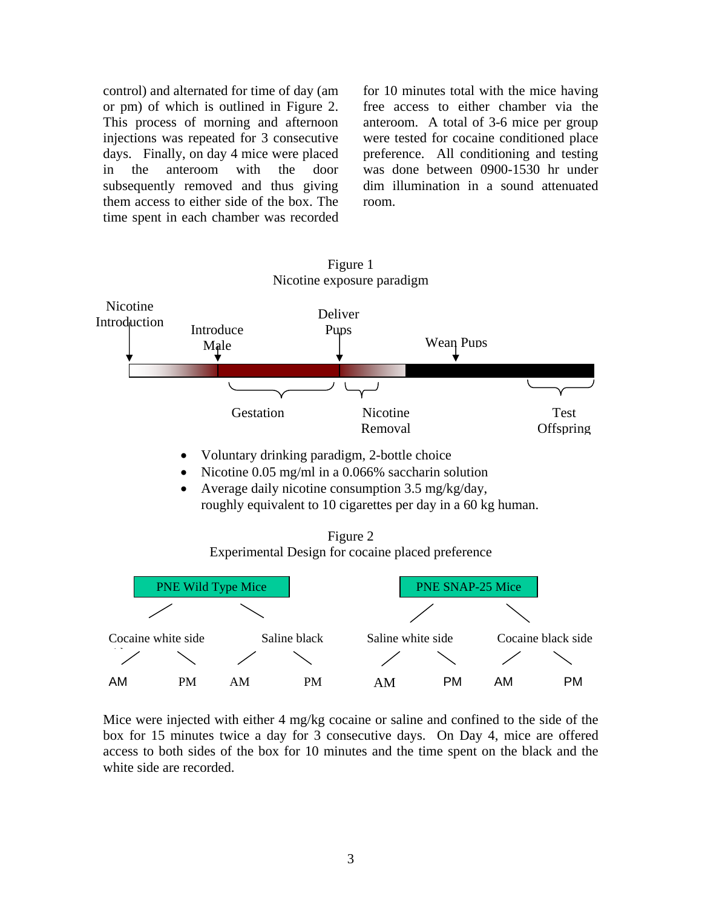control) and alternated for time of day (am or pm) of which is outlined in Figure 2. This process of morning and afternoon injections was repeated for 3 consecutive days. Finally, on day 4 mice were placed in the anteroom with the door subsequently removed and thus giving them access to either side of the box. The time spent in each chamber was recorded for 10 minutes total with the mice having free access to either chamber via the anteroom. A total of 3-6 mice per group were tested for cocaine conditioned place preference. All conditioning and testing was done between 0900-1530 hr under dim illumination in a sound attenuated room.

Figure 1
Nicotine exposure paradigm

Nicotine Introduction → Introduce Male → Deliver Pups → Wean Pups

Gestation — Nicotine Removal — Test Offspring

- Voluntary drinking paradigm, 2-bottle choice
- Nicotine 0.05 mg/ml in a 0.066% saccharin solution
- Average daily nicotine consumption 3.5 mg/kg/day, roughly equivalent to 10 cigarettes per day in a 60 kg human.

Figure 2
Experimental Design for cocaine placed preference

- PNE Wild Type Mice
  - Cocaine white side
    - AM
    - PM
  - Saline black
    - AM
    - PM
- PNE SNAP-25 Mice
  - Saline white side
    - AM
    - PM
  - Cocaine black side
    - AM
    - PM

Mice were injected with either 4 mg/kg cocaine or saline and confined to the side of the box for 15 minutes twice a day for 3 consecutive days. On Day 4, mice are offered access to both sides of the box for 10 minutes and the time spent on the black and the white side are recorded.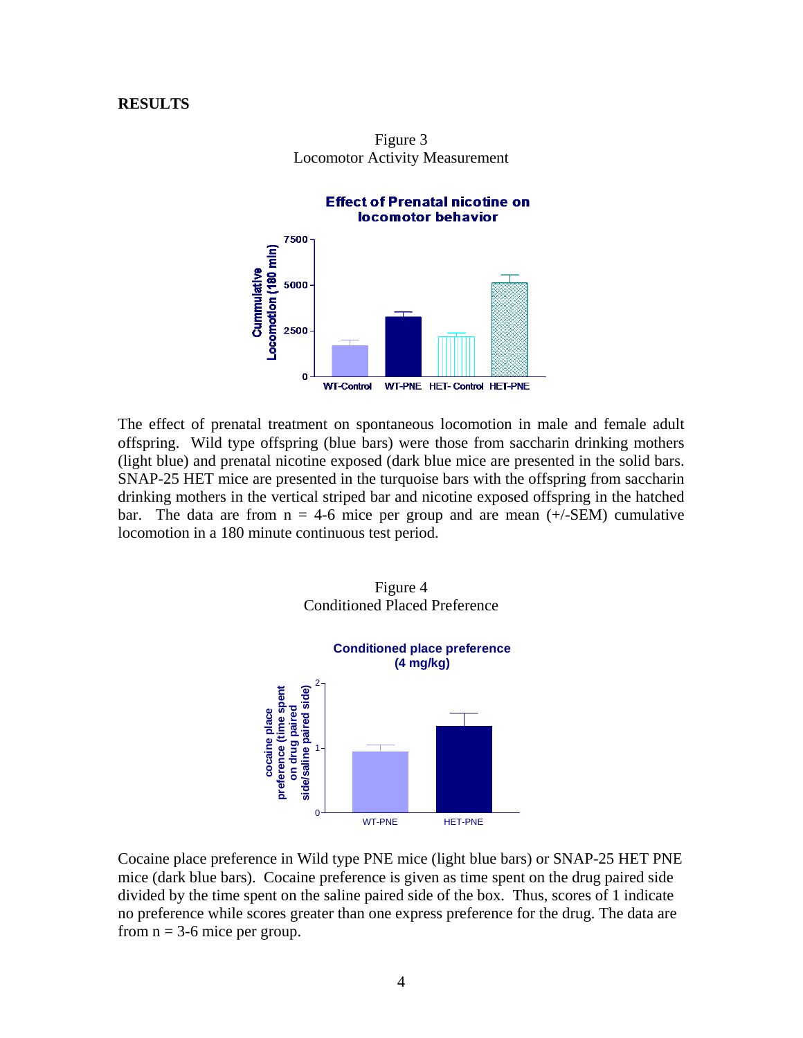**RESULTS**

Figure 3
Locomotor Activity Measurement

The effect of prenatal treatment on spontaneous locomotion in male and female adult offspring. Wild type offspring (blue bars) were those from saccharin drinking mothers (light blue) and prenatal nicotine exposed (dark blue mice are presented in the solid bars. SNAP-25 HET mice are presented in the turquoise bars with the offspring from saccharin drinking mothers in the vertical striped bar and nicotine exposed offspring in the hatched bar. The data are from n = 4-6 mice per group and are mean (+/-SEM) cumulative locomotion in a 180 minute continuous test period.

Figure 4
Conditioned Placed Preference

Cocaine place preference in Wild type PNE mice (light blue bars) or SNAP-25 HET PNE mice (dark blue bars). Cocaine preference is given as time spent on the drug paired side divided by the time spent on the saline paired side of the box. Thus, scores of 1 indicate no preference while scores greater than one express preference for the drug. The data are from n = 3-6 mice per group.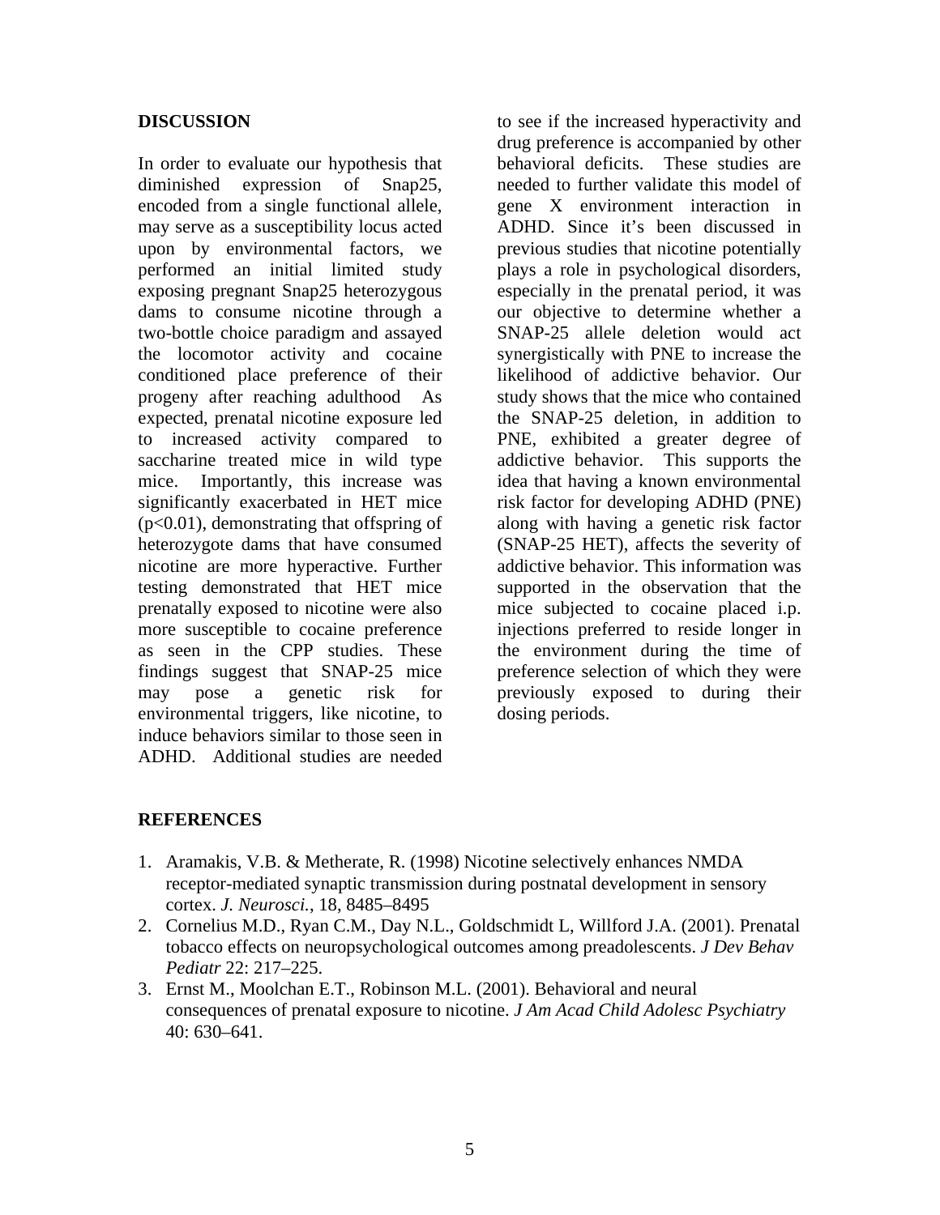## DISCUSSION

In order to evaluate our hypothesis that diminished expression of Snap25, encoded from a single functional allele, may serve as a susceptibility locus acted upon by environmental factors, we performed an initial limited study exposing pregnant Snap25 heterozygous dams to consume nicotine through a two-bottle choice paradigm and assayed the locomotor activity and cocaine conditioned place preference of their progeny after reaching adulthood As expected, prenatal nicotine exposure led to increased activity compared to saccharine treated mice in wild type mice. Importantly, this increase was significantly exacerbated in HET mice ($p<0.01$), demonstrating that offspring of heterozygote dams that have consumed nicotine are more hyperactive. Further testing demonstrated that HET mice prenatally exposed to nicotine were also more susceptible to cocaine preference as seen in the CPP studies. These findings suggest that SNAP-25 mice may pose a genetic risk for environmental triggers, like nicotine, to induce behaviors similar to those seen in ADHD. Additional studies are needed to see if the increased hyperactivity and drug preference is accompanied by other behavioral deficits. These studies are needed to further validate this model of gene X environment interaction in ADHD. Since it's been discussed in previous studies that nicotine potentially plays a role in psychological disorders, especially in the prenatal period, it was our objective to determine whether a SNAP-25 allele deletion would act synergistically with PNE to increase the likelihood of addictive behavior. Our study shows that the mice who contained the SNAP-25 deletion, in addition to PNE, exhibited a greater degree of addictive behavior. This supports the idea that having a known environmental risk factor for developing ADHD (PNE) along with having a genetic risk factor (SNAP-25 HET), affects the severity of addictive behavior. This information was supported in the observation that the mice subjected to cocaine placed i.p. injections preferred to reside longer in the environment during the time of preference selection of which they were previously exposed to during their dosing periods.

## REFERENCES

1. Aramakis, V.B. & Metherate, R. (1998) Nicotine selectively enhances NMDA receptor-mediated synaptic transmission during postnatal development in sensory cortex. *J. Neurosci.*, 18, 8485–8495
2. Cornelius M.D., Ryan C.M., Day N.L., Goldschmidt L, Willford J.A. (2001). Prenatal tobacco effects on neuropsychological outcomes among preadolescents. *J Dev Behav Pediatr* 22: 217–225.
3. Ernst M., Moolchan E.T., Robinson M.L. (2001). Behavioral and neural consequences of prenatal exposure to nicotine. *J Am Acad Child Adolesc Psychiatry* 40: 630–641.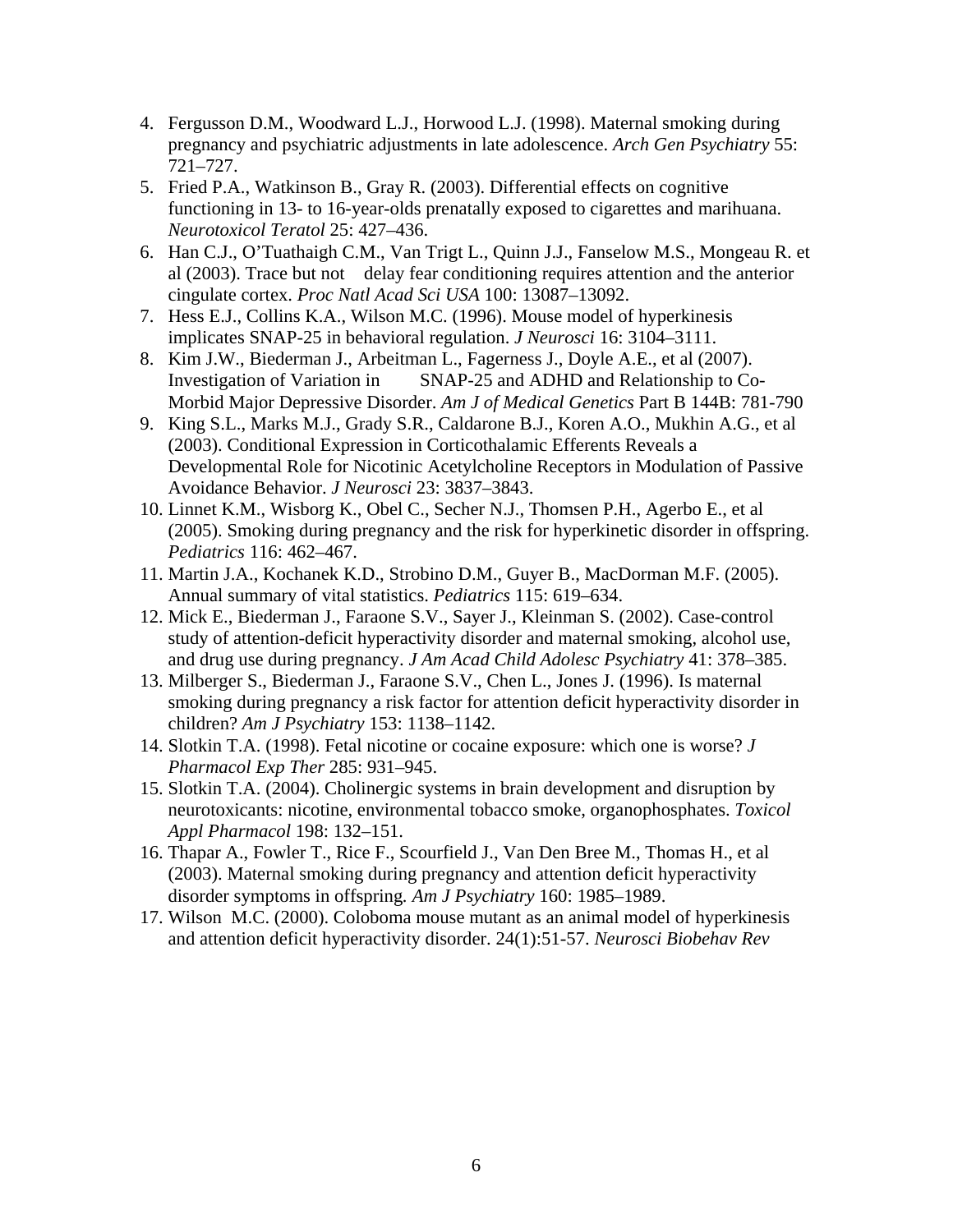4. Fergusson D.M., Woodward L.J., Horwood L.J. (1998). Maternal smoking during pregnancy and psychiatric adjustments in late adolescence. *Arch Gen Psychiatry* 55: 721–727.
5. Fried P.A., Watkinson B., Gray R. (2003). Differential effects on cognitive functioning in 13- to 16-year-olds prenatally exposed to cigarettes and marihuana. *Neurotoxicol Teratol* 25: 427–436.
6. Han C.J., O'Tuathaigh C.M., Van Trigt L., Quinn J.J., Fanselow M.S., Mongeau R. et al (2003). Trace but not delay fear conditioning requires attention and the anterior cingulate cortex. *Proc Natl Acad Sci USA* 100: 13087–13092.
7. Hess E.J., Collins K.A., Wilson M.C. (1996). Mouse model of hyperkinesis implicates SNAP-25 in behavioral regulation. *J Neurosci* 16: 3104–3111.
8. Kim J.W., Biederman J., Arbeitman L., Fagerness J., Doyle A.E., et al (2007). Investigation of Variation in SNAP-25 and ADHD and Relationship to Co-Morbid Major Depressive Disorder. *Am J of Medical Genetics* Part B 144B: 781-790
9. King S.L., Marks M.J., Grady S.R., Caldarone B.J., Koren A.O., Mukhin A.G., et al (2003). Conditional Expression in Corticothalamic Efferents Reveals a Developmental Role for Nicotinic Acetylcholine Receptors in Modulation of Passive Avoidance Behavior. *J Neurosci* 23: 3837–3843.
10. Linnet K.M., Wisborg K., Obel C., Secher N.J., Thomsen P.H., Agerbo E., et al (2005). Smoking during pregnancy and the risk for hyperkinetic disorder in offspring. *Pediatrics* 116: 462–467.
11. Martin J.A., Kochanek K.D., Strobino D.M., Guyer B., MacDorman M.F. (2005). Annual summary of vital statistics. *Pediatrics* 115: 619–634.
12. Mick E., Biederman J., Faraone S.V., Sayer J., Kleinman S. (2002). Case-control study of attention-deficit hyperactivity disorder and maternal smoking, alcohol use, and drug use during pregnancy. *J Am Acad Child Adolesc Psychiatry* 41: 378–385.
13. Milberger S., Biederman J., Faraone S.V., Chen L., Jones J. (1996). Is maternal smoking during pregnancy a risk factor for attention deficit hyperactivity disorder in children? *Am J Psychiatry* 153: 1138–1142.
14. Slotkin T.A. (1998). Fetal nicotine or cocaine exposure: which one is worse? *J Pharmacol Exp Ther* 285: 931–945.
15. Slotkin T.A. (2004). Cholinergic systems in brain development and disruption by neurotoxicants: nicotine, environmental tobacco smoke, organophosphates. *Toxicol Appl Pharmacol* 198: 132–151.
16. Thapar A., Fowler T., Rice F., Scourfield J., Van Den Bree M., Thomas H., et al (2003). Maternal smoking during pregnancy and attention deficit hyperactivity disorder symptoms in offspring. *Am J Psychiatry* 160: 1985–1989.
17. Wilson M.C. (2000). Coloboma mouse mutant as an animal model of hyperkinesis and attention deficit hyperactivity disorder. 24(1):51-57. *Neurosci Biobehav Rev*